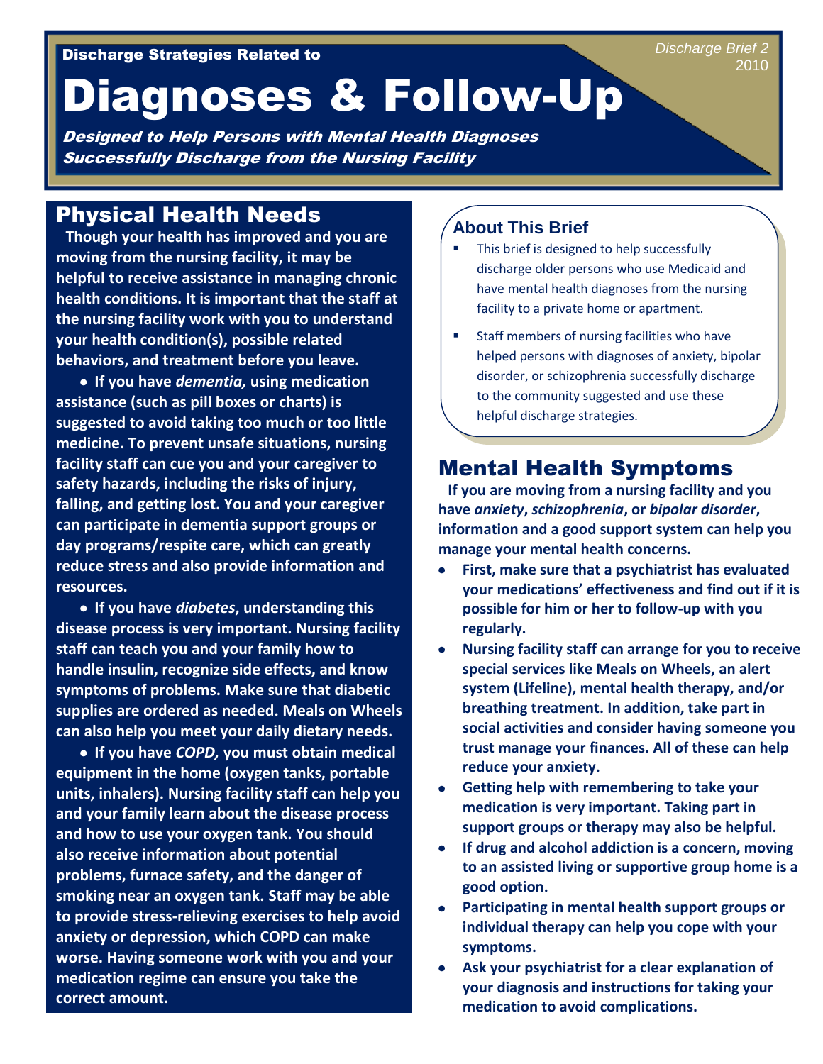Discharge Strategies Related to

Discharge Brief 2
2010

# Diagnoses & Follow-Up

***Designed to Help Persons with Mental Health Diagnoses Successfully Discharge from the Nursing Facility***

## Physical Health Needs

**Though your health has improved and you are moving from the nursing facility, it may be helpful to receive assistance in managing chronic health conditions. It is important that the staff at the nursing facility work with you to understand your health condition(s), possible related behaviors, and treatment before you leave.**

- **If you have *dementia,* using medication assistance (such as pill boxes or charts) is suggested to avoid taking too much or too little medicine. To prevent unsafe situations, nursing facility staff can cue you and your caregiver to safety hazards, including the risks of injury, falling, and getting lost. You and your caregiver can participate in dementia support groups or day programs/respite care, which can greatly reduce stress and also provide information and resources.**

- **If you have *diabetes*, understanding this disease process is very important. Nursing facility staff can teach you and your family how to handle insulin, recognize side effects, and know symptoms of problems. Make sure that diabetic supplies are ordered as needed. Meals on Wheels can also help you meet your daily dietary needs.**

- **If you have *COPD,* you must obtain medical equipment in the home (oxygen tanks, portable units, inhalers). Nursing facility staff can help you and your family learn about the disease process and how to use your oxygen tank. You should also receive information about potential problems, furnace safety, and the danger of smoking near an oxygen tank. Staff may be able to provide stress-relieving exercises to help avoid anxiety or depression, which COPD can make worse. Having someone work with you and your medication regime can ensure you take the correct amount.**

### About This Brief

- This brief is designed to help successfully discharge older persons who use Medicaid and have mental health diagnoses from the nursing facility to a private home or apartment.
- Staff members of nursing facilities who have helped persons with diagnoses of anxiety, bipolar disorder, or schizophrenia successfully discharge to the community suggested and use these helpful discharge strategies.

## Mental Health Symptoms

**If you are moving from a nursing facility and you have *anxiety*, *schizophrenia*, or *bipolar disorder*, information and a good support system can help you manage your mental health concerns.**

- **First, make sure that a psychiatrist has evaluated your medications' effectiveness and find out if it is possible for him or her to follow-up with you regularly.**
- **Nursing facility staff can arrange for you to receive special services like Meals on Wheels, an alert system (Lifeline), mental health therapy, and/or breathing treatment. In addition, take part in social activities and consider having someone you trust manage your finances. All of these can help reduce your anxiety.**
- **Getting help with remembering to take your medication is very important. Taking part in support groups or therapy may also be helpful.**
- **If drug and alcohol addiction is a concern, moving to an assisted living or supportive group home is a good option.**
- **Participating in mental health support groups or individual therapy can help you cope with your symptoms.**
- **Ask your psychiatrist for a clear explanation of your diagnosis and instructions for taking your medication to avoid complications.**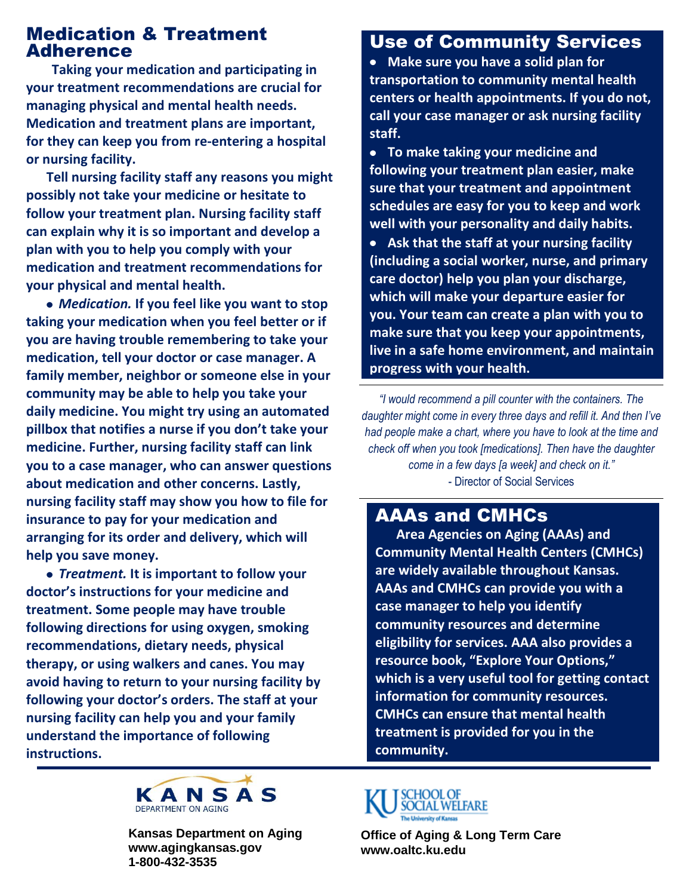## Medication & Treatment Adherence

**Taking your medication and participating in your treatment recommendations are crucial for managing physical and mental health needs. Medication and treatment plans are important, for they can keep you from re-entering a hospital or nursing facility.**

**Tell nursing facility staff any reasons you might possibly not take your medicine or hesitate to follow your treatment plan. Nursing facility staff can explain why it is so important and develop a plan with you to help you comply with your medication and treatment recommendations for your physical and mental health.**

- ***Medication.*** **If you feel like you want to stop taking your medication when you feel better or if you are having trouble remembering to take your medication, tell your doctor or case manager. A family member, neighbor or someone else in your community may be able to help you take your daily medicine. You might try using an automated pillbox that notifies a nurse if you don't take your medicine. Further, nursing facility staff can link you to a case manager, who can answer questions about medication and other concerns. Lastly, nursing facility staff may show you how to file for insurance to pay for your medication and arranging for its order and delivery, which will help you save money.**
- ***Treatment.*** **It is important to follow your doctor's instructions for your medicine and treatment. Some people may have trouble following directions for using oxygen, smoking recommendations, dietary needs, physical therapy, or using walkers and canes. You may avoid having to return to your nursing facility by following your doctor's orders. The staff at your nursing facility can help you and your family understand the importance of following instructions.**

## Use of Community Services

- **Make sure you have a solid plan for transportation to community mental health centers or health appointments. If you do not, call your case manager or ask nursing facility staff.**
- **To make taking your medicine and following your treatment plan easier, make sure that your treatment and appointment schedules are easy for you to keep and work well with your personality and daily habits.**
- **Ask that the staff at your nursing facility (including a social worker, nurse, and primary care doctor) help you plan your discharge, which will make your departure easier for you. Your team can create a plan with you to make sure that you keep your appointments, live in a safe home environment, and maintain progress with your health.**

*"I would recommend a pill counter with the containers. The daughter might come in every three days and refill it. And then I've had people make a chart, where you have to look at the time and check off when you took [medications]. Then have the daughter come in a few days [a week] and check on it."*
- Director of Social Services

## AAAs and CMHCs

**Area Agencies on Aging (AAAs) and Community Mental Health Centers (CMHCs) are widely available throughout Kansas. AAAs and CMHCs can provide you with a case manager to help you identify community resources and determine eligibility for services. AAA also provides a resource book, "Explore Your Options," which is a very useful tool for getting contact information for community resources. CMHCs can ensure that mental health treatment is provided for you in the community.**

KANSAS DEPARTMENT ON AGING

**Kansas Department on Aging**
**www.agingkansas.gov**
**1-800-432-3535**

KU SCHOOL OF SOCIAL WELFARE
The University of Kansas

**Office of Aging & Long Term Care**
**www.oaltc.ku.edu**